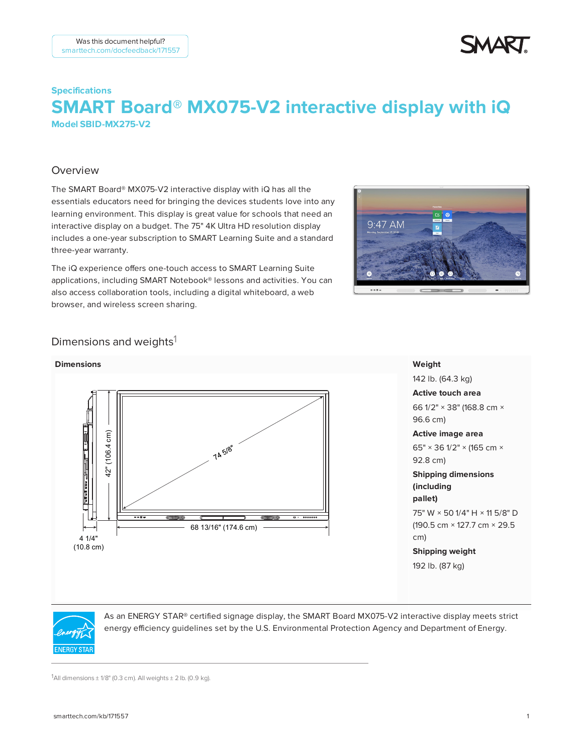Was this document helpful?
smarttech.com/docfeedback/171557

Specifications

# SMART Board® MX075-V2 interactive display with iQ

### Model SBID-MX275-V2

## Overview

The SMART Board® MX075-V2 interactive display with iQ has all the essentials educators need for bringing the devices students love into any learning environment. This display is great value for schools that need an interactive display on a budget. The 75" 4K Ultra HD resolution display includes a one-year subscription to SMART Learning Suite and a standard three-year warranty.

The iQ experience offers one-touch access to SMART Learning Suite applications, including SMART Notebook® lessons and activities. You can also access collaboration tools, including a digital whiteboard, a web browser, and wireless screen sharing.

## Dimensions and weights[1]

**Dimensions**

42" (106.4 cm)

74 5/8"

68 13/16" (174.6 cm)

4 1/4" (10.8 cm)

**Weight**

142 lb. (64.3 kg)

**Active touch area**

66 1/2" × 38" (168.8 cm × 96.6 cm)

**Active image area**

65" × 36 1/2" × (165 cm × 92.8 cm)

**Shipping dimensions (including pallet)**

75" W × 50 1/4" H × 11 5/8" D (190.5 cm × 127.7 cm × 29.5 cm)

**Shipping weight**

192 lb. (87 kg)

ENERGY STAR

As an ENERGY STAR® certified signage display, the SMART Board MX075-V2 interactive display meets strict energy efficiency guidelines set by the U.S. Environmental Protection Agency and Department of Energy.

[1]All dimensions ± 1/8" (0.3 cm). All weights ± 2 lb. (0.9 kg).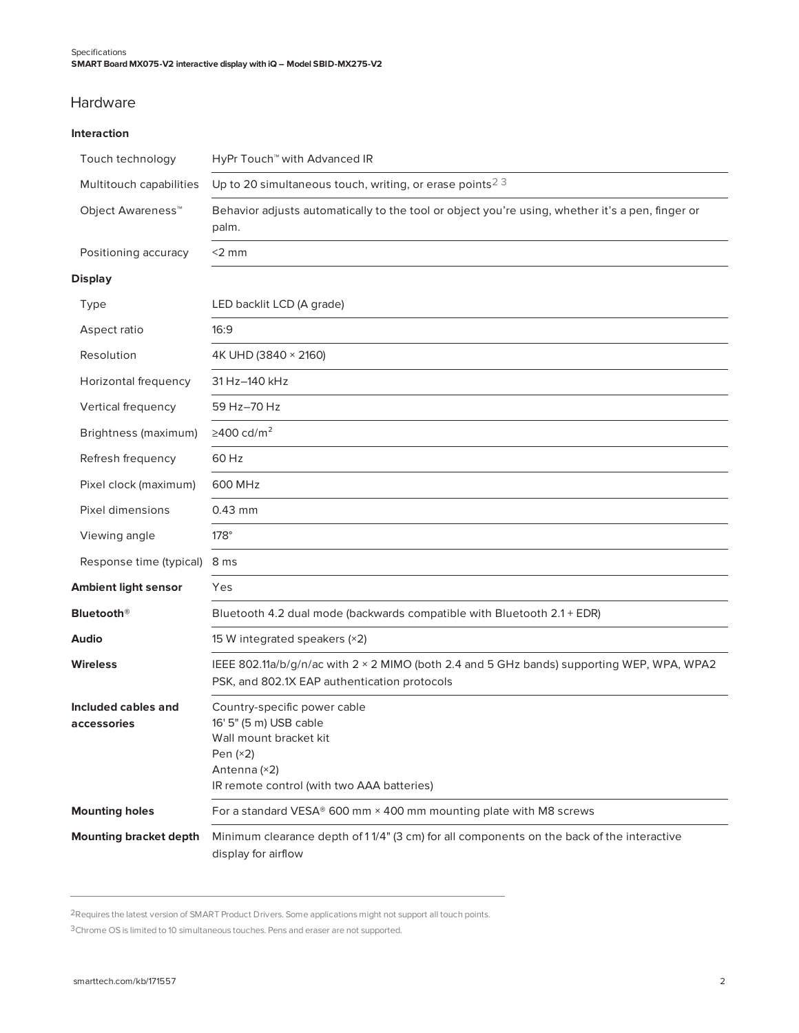## Hardware

| | |
|---|---|
| **Interaction** | |
| Touch technology | HyPr Touch™ with Advanced IR |
| Multitouch capabilities | Up to 20 simultaneous touch, writing, or erase points[2] [3] |
| Object Awareness™ | Behavior adjusts automatically to the tool or object you're using, whether it's a pen, finger or palm. |
| Positioning accuracy | <2 mm |
| **Display** | |
| Type | LED backlit LCD (A grade) |
| Aspect ratio | 16:9 |
| Resolution | 4K UHD (3840 × 2160) |
| Horizontal frequency | 31 Hz–140 kHz |
| Vertical frequency | 59 Hz–70 Hz |
| Brightness (maximum) | ≥400 cd/$m^2$ |
| Refresh frequency | 60 Hz |
| Pixel clock (maximum) | 600 MHz |
| Pixel dimensions | 0.43 mm |
| Viewing angle | 178° |
| Response time (typical) | 8 ms |
| **Ambient light sensor** | Yes |
| **Bluetooth®** | Bluetooth 4.2 dual mode (backwards compatible with Bluetooth 2.1 + EDR) |
| **Audio** | 15 W integrated speakers (×2) |
| **Wireless** | IEEE 802.11a/b/g/n/ac with 2 × 2 MIMO (both 2.4 and 5 GHz bands) supporting WEP, WPA, WPA2 PSK, and 802.1X EAP authentication protocols |
| **Included cables and accessories** | Country-specific power cable<br>16' 5" (5 m) USB cable<br>Wall mount bracket kit<br>Pen (×2)<br>Antenna (×2)<br>IR remote control (with two AAA batteries) |
| **Mounting holes** | For a standard VESA® 600 mm × 400 mm mounting plate with M8 screws |
| **Mounting bracket depth** | Minimum clearance depth of 1 1/4" (3 cm) for all components on the back of the interactive display for airflow |

[2] Requires the latest version of SMART Product Drivers. Some applications might not support all touch points.

[3] Chrome OS is limited to 10 simultaneous touches. Pens and eraser are not supported.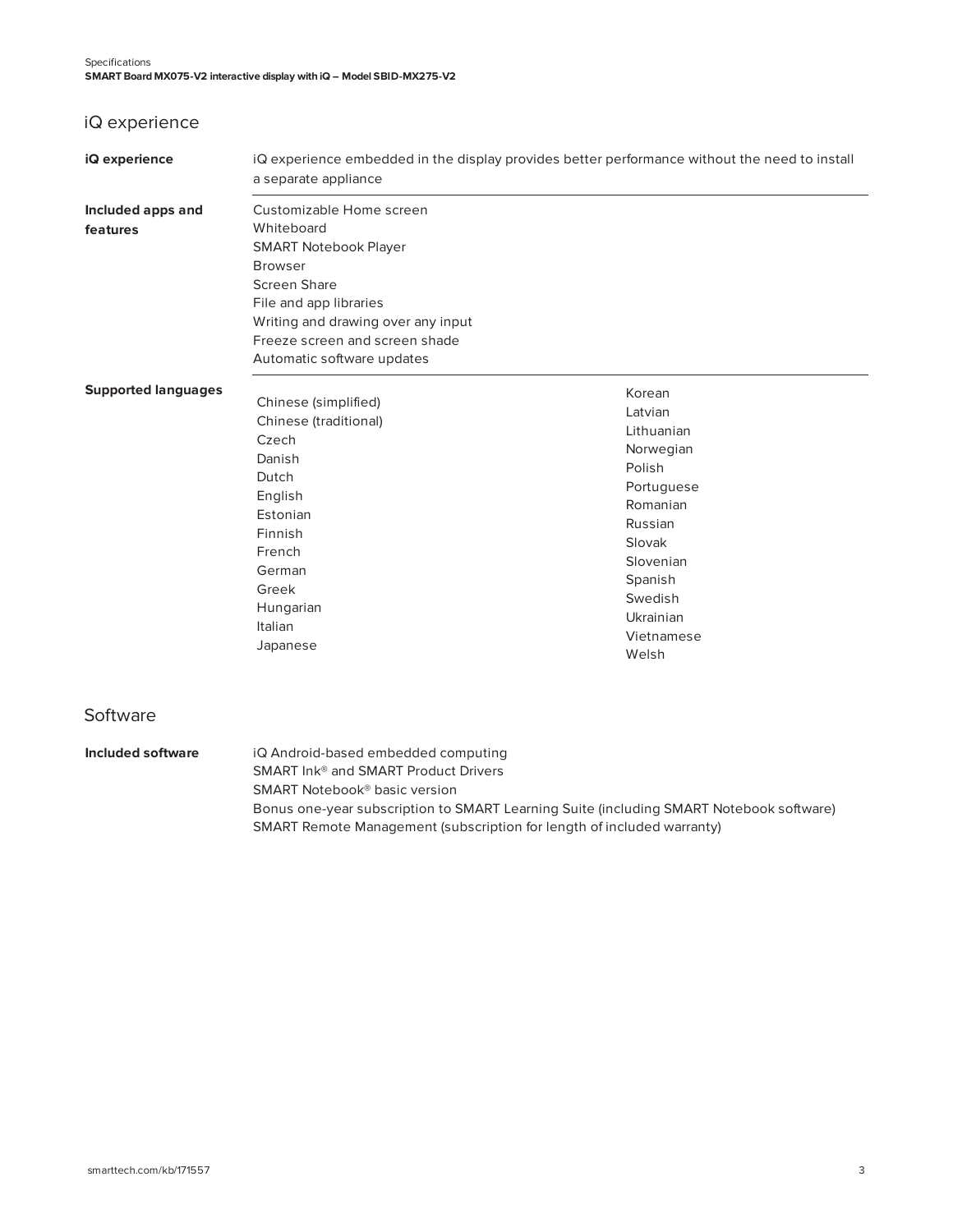## iQ experience

| | |
|---|---|
| **iQ experience** | iQ experience embedded in the display provides better performance without the need to install a separate appliance |
| **Included apps and features** | Customizable Home screen<br>Whiteboard<br>SMART Notebook Player<br>Browser<br>Screen Share<br>File and app libraries<br>Writing and drawing over any input<br>Freeze screen and screen shade<br>Automatic software updates |
| **Supported languages** | Chinese (simplified)<br>Chinese (traditional)<br>Czech<br>Danish<br>Dutch<br>English<br>Estonian<br>Finnish<br>French<br>German<br>Greek<br>Hungarian<br>Italian<br>Japanese<br>Korean<br>Latvian<br>Lithuanian<br>Norwegian<br>Polish<br>Portuguese<br>Romanian<br>Russian<br>Slovak<br>Slovenian<br>Spanish<br>Swedish<br>Ukrainian<br>Vietnamese<br>Welsh |

## Software

| | |
|---|---|
| **Included software** | iQ Android-based embedded computing<br>SMART Ink® and SMART Product Drivers<br>SMART Notebook® basic version<br>Bonus one-year subscription to SMART Learning Suite (including SMART Notebook software)<br>SMART Remote Management (subscription for length of included warranty) |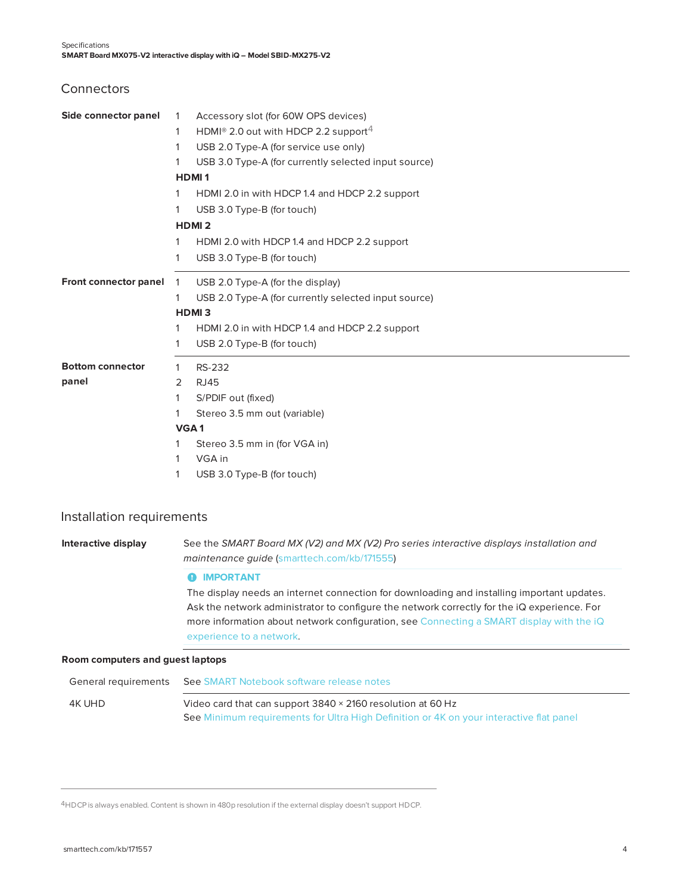## Connectors

| | | |
|---|---|---|
| **Side connector panel** | 1 | Accessory slot (for 60W OPS devices) |
| | 1 | HDMI® 2.0 out with HDCP 2.2 support[4] |
| | 1 | USB 2.0 Type-A (for service use only) |
| | 1 | USB 3.0 Type-A (for currently selected input source) |
| | **HDMI 1** | |
| | 1 | HDMI 2.0 in with HDCP 1.4 and HDCP 2.2 support |
| | 1 | USB 3.0 Type-B (for touch) |
| | **HDMI 2** | |
| | 1 | HDMI 2.0 with HDCP 1.4 and HDCP 2.2 support |
| | 1 | USB 3.0 Type-B (for touch) |
| **Front connector panel** | 1 | USB 2.0 Type-A (for the display) |
| | 1 | USB 2.0 Type-A (for currently selected input source) |
| | **HDMI 3** | |
| | 1 | HDMI 2.0 in with HDCP 1.4 and HDCP 2.2 support |
| | 1 | USB 2.0 Type-B (for touch) |
| **Bottom connector panel** | 1 | RS-232 |
| | 2 | RJ45 |
| | 1 | S/PDIF out (fixed) |
| | 1 | Stereo 3.5 mm out (variable) |
| | **VGA 1** | |
| | 1 | Stereo 3.5 mm in (for VGA in) |
| | 1 | VGA in |
| | 1 | USB 3.0 Type-B (for touch) |

## Installation requirements

**Interactive display**

See the *SMART Board MX (V2) and MX (V2) Pro series interactive displays installation and maintenance guide* (smarttech.com/kb/171555)

**IMPORTANT**

The display needs an internet connection for downloading and installing important updates. Ask the network administrator to configure the network correctly for the iQ experience. For more information about network configuration, see Connecting a SMART display with the iQ experience to a network.

**Room computers and guest laptops**

| | |
|---|---|
| General requirements | See SMART Notebook software release notes |
| 4K UHD | Video card that can support 3840 × 2160 resolution at 60 Hz<br>See Minimum requirements for Ultra High Definition or 4K on your interactive flat panel |

[4] HDCP is always enabled. Content is shown in 480p resolution if the external display doesn't support HDCP.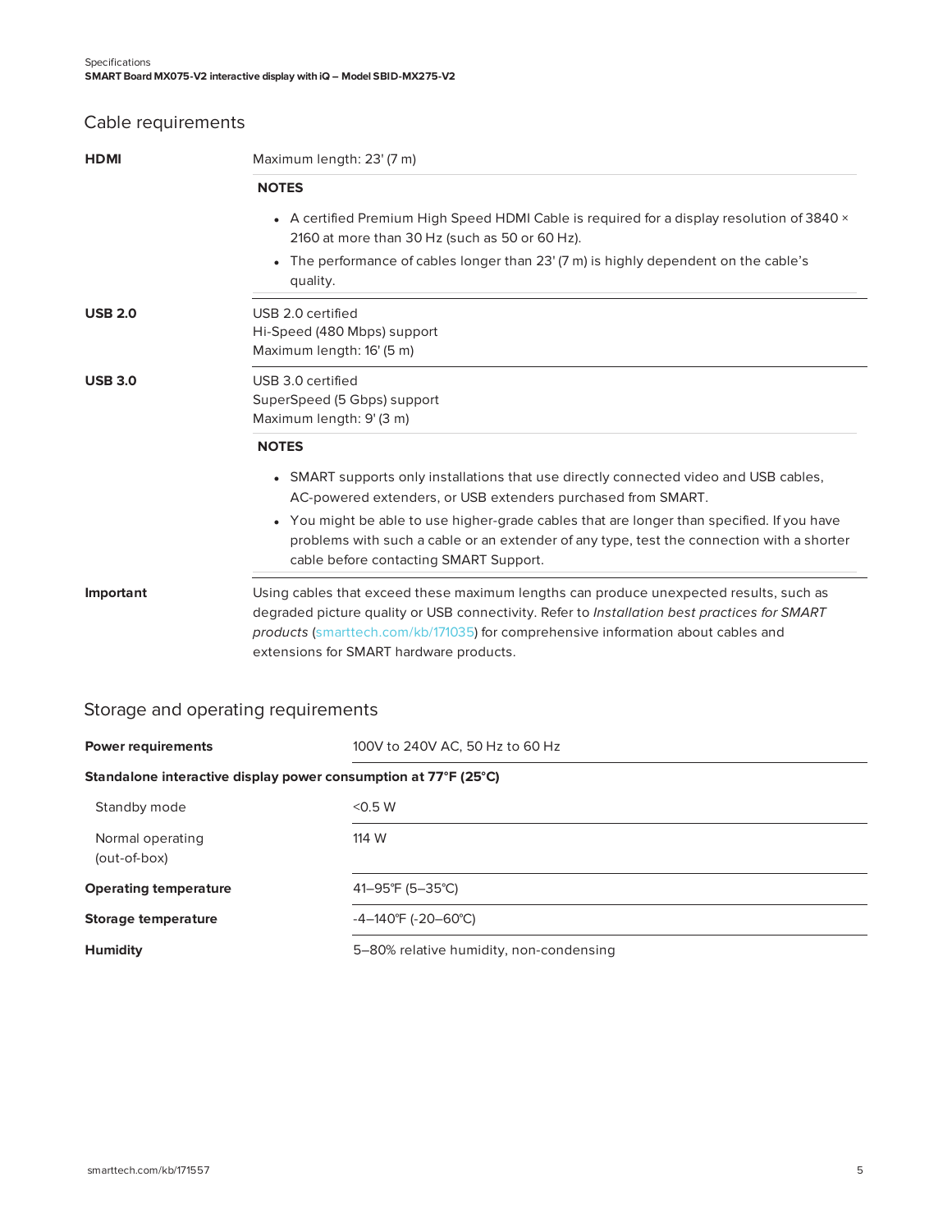## Cable requirements

**HDMI**

Maximum length: 23' (7 m)

**NOTES**

- A certified Premium High Speed HDMI Cable is required for a display resolution of 3840 × 2160 at more than 30 Hz (such as 50 or 60 Hz).
- The performance of cables longer than 23' (7 m) is highly dependent on the cable's quality.

**USB 2.0**

USB 2.0 certified
Hi-Speed (480 Mbps) support
Maximum length: 16' (5 m)

**USB 3.0**

USB 3.0 certified
SuperSpeed (5 Gbps) support
Maximum length: 9' (3 m)

**NOTES**

- SMART supports only installations that use directly connected video and USB cables, AC-powered extenders, or USB extenders purchased from SMART.
- You might be able to use higher-grade cables that are longer than specified. If you have problems with such a cable or an extender of any type, test the connection with a shorter cable before contacting SMART Support.

**Important**

Using cables that exceed these maximum lengths can produce unexpected results, such as degraded picture quality or USB connectivity. Refer to *Installation best practices for SMART products* (smarttech.com/kb/171035) for comprehensive information about cables and extensions for SMART hardware products.

## Storage and operating requirements

| | |
|---|---|
| **Power requirements** | 100V to 240V AC, 50 Hz to 60 Hz |
| **Standalone interactive display power consumption at 77°F (25°C)** | |
| Standby mode | <0.5 W |
| Normal operating (out-of-box) | 114 W |
| **Operating temperature** | 41–95°F (5–35°C) |
| **Storage temperature** | -4–140°F (-20–60°C) |
| **Humidity** | 5–80% relative humidity, non-condensing |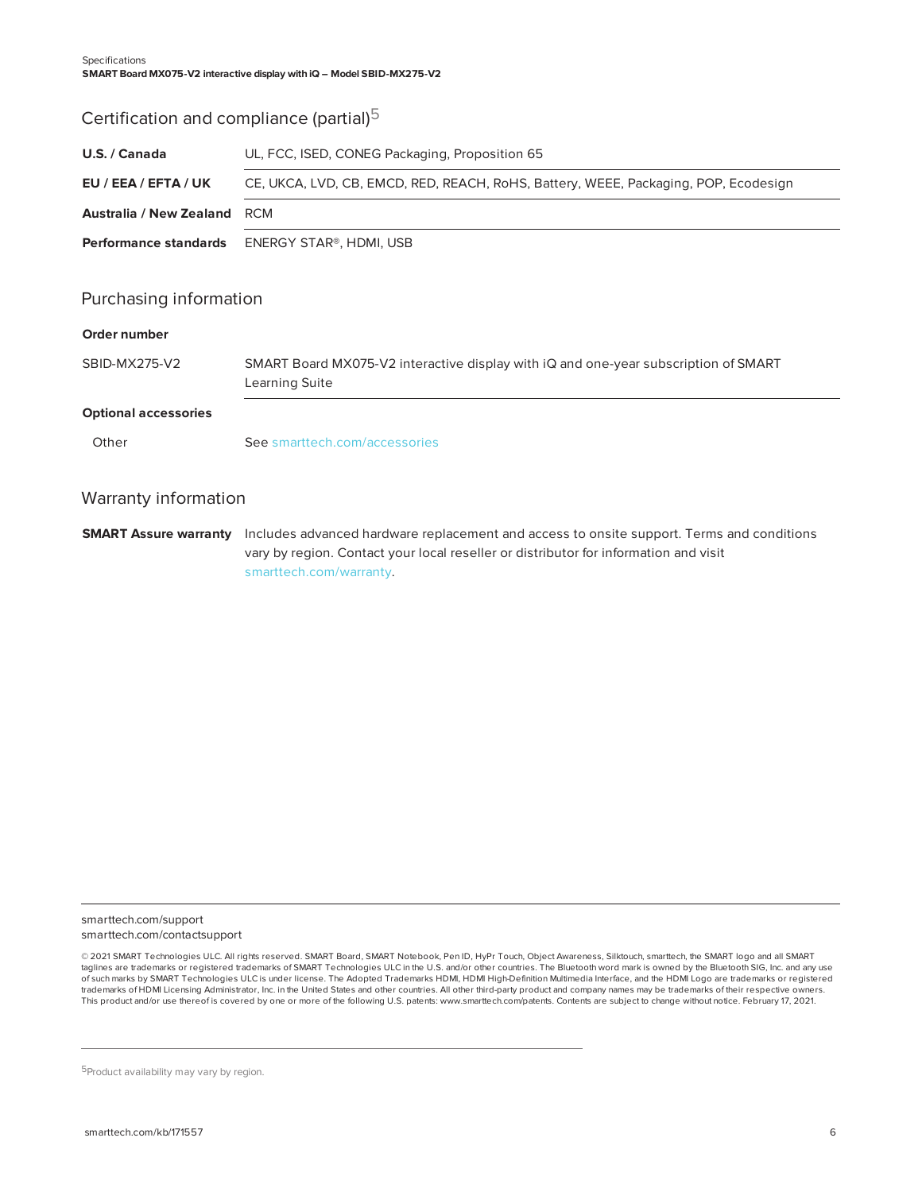## Certification and compliance (partial)[5]

| | |
|---|---|
| **U.S. / Canada** | UL, FCC, ISED, CONEG Packaging, Proposition 65 |
| **EU / EEA / EFTA / UK** | CE, UKCA, LVD, CB, EMCD, RED, REACH, RoHS, Battery, WEEE, Packaging, POP, Ecodesign |
| **Australia / New Zealand** | RCM |
| **Performance standards** | ENERGY STAR®, HDMI, USB |

## Purchasing information

| | |
|---|---|
| **Order number** | |
| SBID-MX275-V2 | SMART Board MX075-V2 interactive display with iQ and one-year subscription of SMART Learning Suite |
| **Optional accessories** | |
| Other | See smarttech.com/accessories |

## Warranty information

| | |
|---|---|
| **SMART Assure warranty** | Includes advanced hardware replacement and access to onsite support. Terms and conditions vary by region. Contact your local reseller or distributor for information and visit smarttech.com/warranty. |

smarttech.com/support
smarttech.com/contactsupport

© 2021 SMART Technologies ULC. All rights reserved. SMART Board, SMART Notebook, Pen ID, HyPr Touch, Object Awareness, Silktouch, smarttech, the SMART logo and all SMART taglines are trademarks or registered trademarks of SMART Technologies ULC in the U.S. and/or other countries. The Bluetooth word mark is owned by the Bluetooth SIG, Inc. and any use of such marks by SMART Technologies ULC is under license. The Adopted Trademarks HDMI, HDMI High-Definition Multimedia Interface, and the HDMI Logo are trademarks or registered trademarks of HDMI Licensing Administrator, Inc. in the United States and other countries. All other third-party product and company names may be trademarks of their respective owners. This product and/or use thereof is covered by one or more of the following U.S. patents: www.smarttech.com/patents. Contents are subject to change without notice. February 17, 2021.

[5] Product availability may vary by region.

smarttech.com/kb/171557